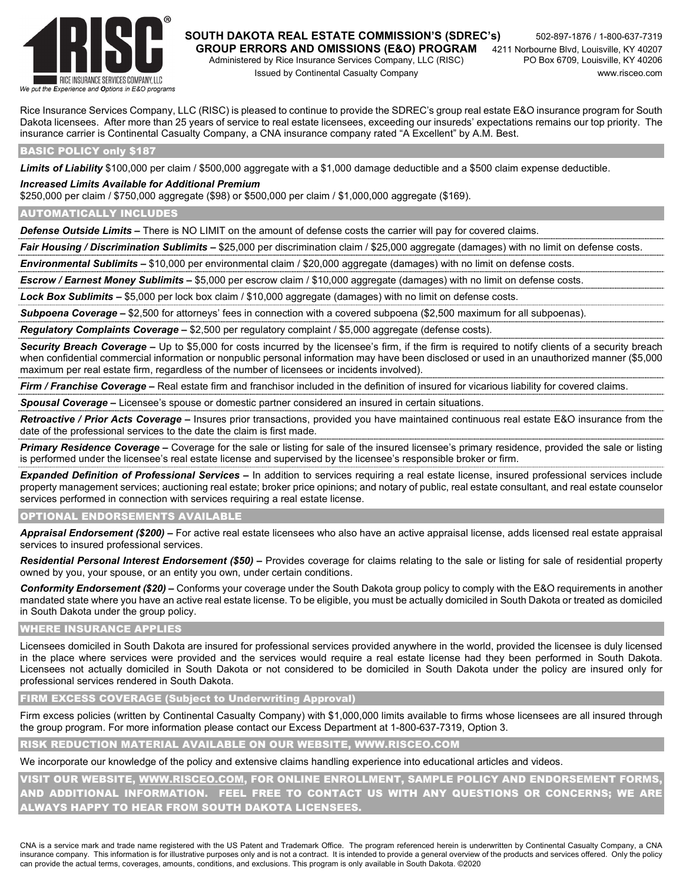RISC®
RICE INSURANCE SERVICES COMPANY, LLC
*We put the Experience and Options in E&O programs*

**SOUTH DAKOTA REAL ESTATE COMMISSION'S (SDREC's) GROUP ERRORS AND OMISSIONS (E&O) PROGRAM**
Administered by Rice Insurance Services Company, LLC (RISC)
Issued by Continental Casualty Company

502-897-1876 / 1-800-637-7319
4211 Norbourne Blvd, Louisville, KY 40207
PO Box 6709, Louisville, KY 40206
www.risceo.com

Rice Insurance Services Company, LLC (RISC) is pleased to continue to provide the SDREC's group real estate E&O insurance program for South Dakota licensees. After more than 25 years of service to real estate licensees, exceeding our insureds' expectations remains our top priority. The insurance carrier is Continental Casualty Company, a CNA insurance company rated "A Excellent" by A.M. Best.

## BASIC POLICY only $187

***Limits of Liability*** $100,000 per claim / $500,000 aggregate with a $1,000 damage deductible and a $500 claim expense deductible.

***Increased Limits Available for Additional Premium***
$250,000 per claim / $750,000 aggregate ($98) or $500,000 per claim / $1,000,000 aggregate ($169).

## AUTOMATICALLY INCLUDES

***Defense Outside Limits –*** There is NO LIMIT on the amount of defense costs the carrier will pay for covered claims.

***Fair Housing / Discrimination Sublimits –*** $25,000 per discrimination claim / $25,000 aggregate (damages) with no limit on defense costs.

***Environmental Sublimits –*** $10,000 per environmental claim / $20,000 aggregate (damages) with no limit on defense costs.

***Escrow / Earnest Money Sublimits –*** $5,000 per escrow claim / $10,000 aggregate (damages) with no limit on defense costs.

***Lock Box Sublimits –*** $5,000 per lock box claim / $10,000 aggregate (damages) with no limit on defense costs.

***Subpoena Coverage –*** $2,500 for attorneys' fees in connection with a covered subpoena ($2,500 maximum for all subpoenas).

***Regulatory Complaints Coverage –*** $2,500 per regulatory complaint / $5,000 aggregate (defense costs).

***Security Breach Coverage –*** Up to $5,000 for costs incurred by the licensee's firm, if the firm is required to notify clients of a security breach when confidential commercial information or nonpublic personal information may have been disclosed or used in an unauthorized manner ($5,000 maximum per real estate firm, regardless of the number of licensees or incidents involved).

***Firm / Franchise Coverage –*** Real estate firm and franchisor included in the definition of insured for vicarious liability for covered claims.

***Spousal Coverage –*** Licensee's spouse or domestic partner considered an insured in certain situations.

***Retroactive / Prior Acts Coverage –*** Insures prior transactions, provided you have maintained continuous real estate E&O insurance from the date of the professional services to the date the claim is first made.

***Primary Residence Coverage –*** Coverage for the sale or listing for sale of the insured licensee's primary residence, provided the sale or listing is performed under the licensee's real estate license and supervised by the licensee's responsible broker or firm.

***Expanded Definition of Professional Services –*** In addition to services requiring a real estate license, insured professional services include property management services; auctioning real estate; broker price opinions; and notary of public, real estate consultant, and real estate counselor services performed in connection with services requiring a real estate license.

## OPTIONAL ENDORSEMENTS AVAILABLE

***Appraisal Endorsement ($200) –*** For active real estate licensees who also have an active appraisal license, adds licensed real estate appraisal services to insured professional services.

***Residential Personal Interest Endorsement ($50) –*** Provides coverage for claims relating to the sale or listing for sale of residential property owned by you, your spouse, or an entity you own, under certain conditions.

***Conformity Endorsement ($20) –*** Conforms your coverage under the South Dakota group policy to comply with the E&O requirements in another mandated state where you have an active real estate license. To be eligible, you must be actually domiciled in South Dakota or treated as domiciled in South Dakota under the group policy.

## WHERE INSURANCE APPLIES

Licensees domiciled in South Dakota are insured for professional services provided anywhere in the world, provided the licensee is duly licensed in the place where services were provided and the services would require a real estate license had they been performed in South Dakota. Licensees not actually domiciled in South Dakota or not considered to be domiciled in South Dakota under the policy are insured only for professional services rendered in South Dakota.

## FIRM EXCESS COVERAGE (Subject to Underwriting Approval)

Firm excess policies (written by Continental Casualty Company) with $1,000,000 limits available to firms whose licensees are all insured through the group program. For more information please contact our Excess Department at 1-800-637-7319, Option 3.

## RISK REDUCTION MATERIAL AVAILABLE ON OUR WEBSITE, WWW.RISCEO.COM

We incorporate our knowledge of the policy and extensive claims handling experience into educational articles and videos.

**VISIT OUR WEBSITE, WWW.RISCEO.COM, FOR ONLINE ENROLLMENT, SAMPLE POLICY AND ENDORSEMENT FORMS, AND ADDITIONAL INFORMATION. FEEL FREE TO CONTACT US WITH ANY QUESTIONS OR CONCERNS; WE ARE ALWAYS HAPPY TO HEAR FROM SOUTH DAKOTA LICENSEES.**

CNA is a service mark and trade name registered with the US Patent and Trademark Office. The program referenced herein is underwritten by Continental Casualty Company, a CNA insurance company. This information is for illustrative purposes only and is not a contract. It is intended to provide a general overview of the products and services offered. Only the policy can provide the actual terms, coverages, amounts, conditions, and exclusions. This program is only available in South Dakota. ©2020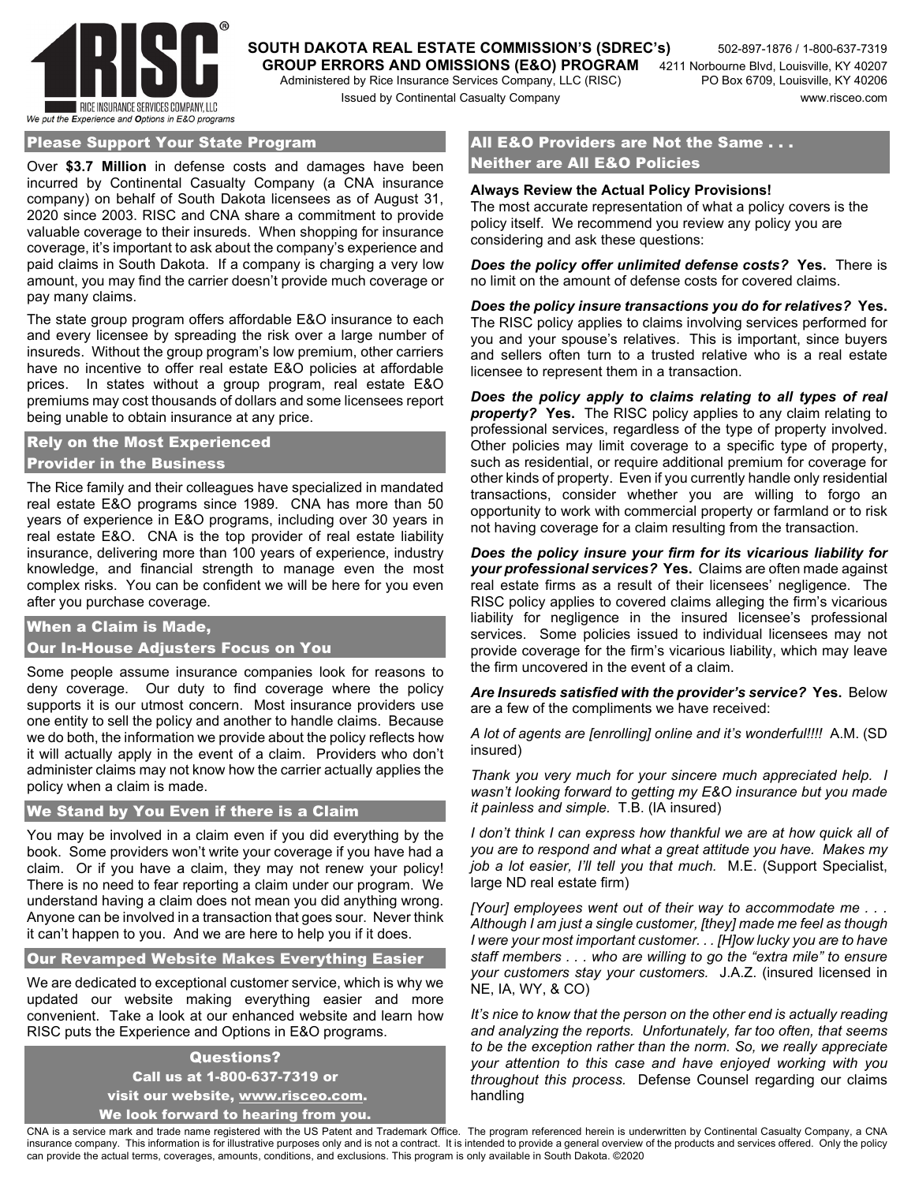**SOUTH DAKOTA REAL ESTATE COMMISSION'S (SDREC's) GROUP ERRORS AND OMISSIONS (E&O) PROGRAM**
Administered by Rice Insurance Services Company, LLC (RISC)
Issued by Continental Casualty Company

502-897-1876 / 1-800-637-7319
4211 Norbourne Blvd, Louisville, KY 40207
PO Box 6709, Louisville, KY 40206
www.risceo.com

RISC® RICE INSURANCE SERVICES COMPANY, LLC
*We put the Experience and Options in E&O programs*

## Please Support Your State Program

Over **$3.7 Million** in defense costs and damages have been incurred by Continental Casualty Company (a CNA insurance company) on behalf of South Dakota licensees as of August 31, 2020 since 2003. RISC and CNA share a commitment to provide valuable coverage to their insureds. When shopping for insurance coverage, it's important to ask about the company's experience and paid claims in South Dakota. If a company is charging a very low amount, you may find the carrier doesn't provide much coverage or pay many claims.

The state group program offers affordable E&O insurance to each and every licensee by spreading the risk over a large number of insureds. Without the group program's low premium, other carriers have no incentive to offer real estate E&O policies at affordable prices. In states without a group program, real estate E&O premiums may cost thousands of dollars and some licensees report being unable to obtain insurance at any price.

## Rely on the Most Experienced Provider in the Business

The Rice family and their colleagues have specialized in mandated real estate E&O programs since 1989. CNA has more than 50 years of experience in E&O programs, including over 30 years in real estate E&O. CNA is the top provider of real estate liability insurance, delivering more than 100 years of experience, industry knowledge, and financial strength to manage even the most complex risks. You can be confident we will be here for you even after you purchase coverage.

## When a Claim is Made, Our In-House Adjusters Focus on You

Some people assume insurance companies look for reasons to deny coverage. Our duty to find coverage where the policy supports it is our utmost concern. Most insurance providers use one entity to sell the policy and another to handle claims. Because we do both, the information we provide about the policy reflects how it will actually apply in the event of a claim. Providers who don't administer claims may not know how the carrier actually applies the policy when a claim is made.

## We Stand by You Even if there is a Claim

You may be involved in a claim even if you did everything by the book. Some providers won't write your coverage if you have had a claim. Or if you have a claim, they may not renew your policy! There is no need to fear reporting a claim under our program. We understand having a claim does not mean you did anything wrong. Anyone can be involved in a transaction that goes sour. Never think it can't happen to you. And we are here to help you if it does.

## Our Revamped Website Makes Everything Easier

We are dedicated to exceptional customer service, which is why we updated our website making everything easier and more convenient. Take a look at our enhanced website and learn how RISC puts the Experience and Options in E&O programs.

**Questions?**
**Call us at 1-800-637-7319 or visit our website, www.risceo.com.**
**We look forward to hearing from you.**

## All E&O Providers are Not the Same . . . Neither are All E&O Policies

**Always Review the Actual Policy Provisions!**
The most accurate representation of what a policy covers is the policy itself. We recommend you review any policy you are considering and ask these questions:

***Does the policy offer unlimited defense costs?*** **Yes.** There is no limit on the amount of defense costs for covered claims.

***Does the policy insure transactions you do for relatives?*** **Yes.** The RISC policy applies to claims involving services performed for you and your spouse's relatives. This is important, since buyers and sellers often turn to a trusted relative who is a real estate licensee to represent them in a transaction.

***Does the policy apply to claims relating to all types of real property?*** **Yes.** The RISC policy applies to any claim relating to professional services, regardless of the type of property involved. Other policies may limit coverage to a specific type of property, such as residential, or require additional premium for coverage for other kinds of property. Even if you currently handle only residential transactions, consider whether you are willing to forgo an opportunity to work with commercial property or farmland or to risk not having coverage for a claim resulting from the transaction.

***Does the policy insure your firm for its vicarious liability for your professional services?*** **Yes.** Claims are often made against real estate firms as a result of their licensees' negligence. The RISC policy applies to covered claims alleging the firm's vicarious liability for negligence in the insured licensee's professional services. Some policies issued to individual licensees may not provide coverage for the firm's vicarious liability, which may leave the firm uncovered in the event of a claim.

***Are Insureds satisfied with the provider's service?*** **Yes.** Below are a few of the compliments we have received:

*A lot of agents are [enrolling] online and it's wonderful!!!!* A.M. (SD insured)

*Thank you very much for your sincere much appreciated help. I wasn't looking forward to getting my E&O insurance but you made it painless and simple.* T.B. (IA insured)

*I don't think I can express how thankful we are at how quick all of you are to respond and what a great attitude you have. Makes my job a lot easier, I'll tell you that much.* M.E. (Support Specialist, large ND real estate firm)

*[Your] employees went out of their way to accommodate me . . . Although I am just a single customer, [they] made me feel as though I were your most important customer. . . [H]ow lucky you are to have staff members . . . who are willing to go the "extra mile" to ensure your customers stay your customers.* J.A.Z. (insured licensed in NE, IA, WY, & CO)

*It's nice to know that the person on the other end is actually reading and analyzing the reports. Unfortunately, far too often, that seems to be the exception rather than the norm. So, we really appreciate your attention to this case and have enjoyed working with you throughout this process.* Defense Counsel regarding our claims handling

CNA is a service mark and trade name registered with the US Patent and Trademark Office. The program referenced herein is underwritten by Continental Casualty Company, a CNA insurance company. This information is for illustrative purposes only and is not a contract. It is intended to provide a general overview of the products and services offered. Only the policy can provide the actual terms, coverages, amounts, conditions, and exclusions. This program is only available in South Dakota. ©2020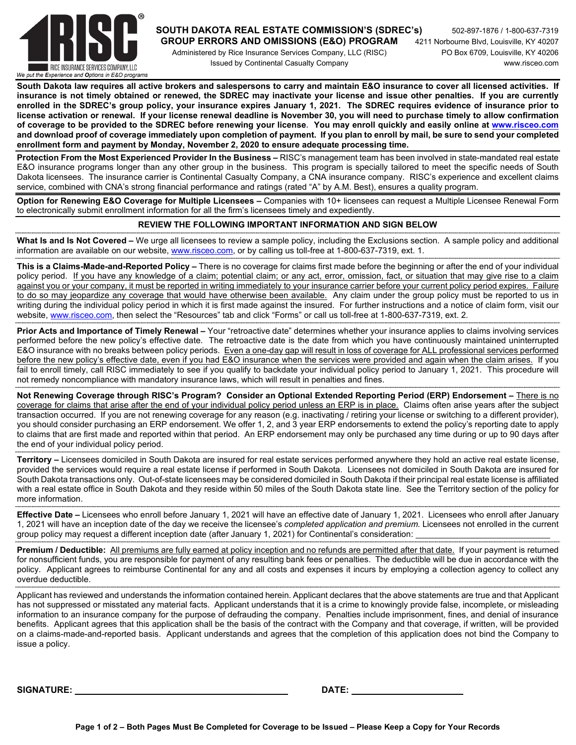**RISC** — RICE INSURANCE SERVICES COMPANY, LLC

*We put the Experience and Options in E&O programs*

# SOUTH DAKOTA REAL ESTATE COMMISSION'S (SDREC's) GROUP ERRORS AND OMISSIONS (E&O) PROGRAM

Administered by Rice Insurance Services Company, LLC (RISC)
Issued by Continental Casualty Company

502-897-1876 / 1-800-637-7319
4211 Norbourne Blvd, Louisville, KY 40207
PO Box 6709, Louisville, KY 40206
www.risceo.com

**South Dakota law requires all active brokers and salespersons to carry and maintain E&O insurance to cover all licensed activities. If insurance is not timely obtained or renewed, the SDREC may inactivate your license and issue other penalties. If you are currently enrolled in the SDREC's group policy, your insurance expires January 1, 2021. The SDREC requires evidence of insurance prior to license activation or renewal. If your license renewal deadline is November 30, you will need to purchase timely to allow confirmation of coverage to be provided to the SDREC before renewing your license. You may enroll quickly and easily online at www.risceo.com and download proof of coverage immediately upon completion of payment. If you plan to enroll by mail, be sure to send your completed enrollment form and payment by Monday, November 2, 2020 to ensure adequate processing time.**

**Protection From the Most Experienced Provider In the Business –** RISC's management team has been involved in state-mandated real estate E&O insurance programs longer than any other group in the business. This program is specially tailored to meet the specific needs of South Dakota licensees. The insurance carrier is Continental Casualty Company, a CNA insurance company. RISC's experience and excellent claims service, combined with CNA's strong financial performance and ratings (rated "A" by A.M. Best), ensures a quality program.

**Option for Renewing E&O Coverage for Multiple Licensees –** Companies with 10+ licensees can request a Multiple Licensee Renewal Form to electronically submit enrollment information for all the firm's licensees timely and expediently.

## REVIEW THE FOLLOWING IMPORTANT INFORMATION AND SIGN BELOW

**What Is and Is Not Covered –** We urge all licensees to review a sample policy, including the Exclusions section. A sample policy and additional information are available on our website, www.risceo.com, or by calling us toll-free at 1-800-637-7319, ext. 1.

**This is a Claims-Made-and-Reported Policy –** There is no coverage for claims first made before the beginning or after the end of your individual policy period. If you have any knowledge of a claim; potential claim; or any act, error, omission, fact, or situation that may give rise to a claim against you or your company, it must be reported in writing immediately to your insurance carrier before your current policy period expires. Failure to do so may jeopardize any coverage that would have otherwise been available. Any claim under the group policy must be reported to us in writing during the individual policy period in which it is first made against the insured. For further instructions and a notice of claim form, visit our website, www.risceo.com, then select the "Resources" tab and click "Forms" or call us toll-free at 1-800-637-7319, ext. 2.

**Prior Acts and Importance of Timely Renewal –** Your "retroactive date" determines whether your insurance applies to claims involving services performed before the new policy's effective date. The retroactive date is the date from which you have continuously maintained uninterrupted E&O insurance with no breaks between policy periods. Even a one-day gap will result in loss of coverage for ALL professional services performed before the new policy's effective date, even if you had E&O insurance when the services were provided and again when the claim arises. If you fail to enroll timely, call RISC immediately to see if you qualify to backdate your individual policy period to January 1, 2021. This procedure will not remedy noncompliance with mandatory insurance laws, which will result in penalties and fines.

**Not Renewing Coverage through RISC's Program? Consider an Optional Extended Reporting Period (ERP) Endorsement –** There is no coverage for claims that arise after the end of your individual policy period unless an ERP is in place. Claims often arise years after the subject transaction occurred. If you are not renewing coverage for any reason (e.g. inactivating / retiring your license or switching to a different provider), you should consider purchasing an ERP endorsement. We offer 1, 2, and 3 year ERP endorsements to extend the policy's reporting date to apply to claims that are first made and reported within that period. An ERP endorsement may only be purchased any time during or up to 90 days after the end of your individual policy period.

**Territory –** Licensees domiciled in South Dakota are insured for real estate services performed anywhere they hold an active real estate license, provided the services would require a real estate license if performed in South Dakota. Licensees not domiciled in South Dakota are insured for South Dakota transactions only. Out-of-state licensees may be considered domiciled in South Dakota if their principal real estate license is affiliated with a real estate office in South Dakota and they reside within 50 miles of the South Dakota state line. See the Territory section of the policy for more information.

**Effective Date –** Licensees who enroll before January 1, 2021 will have an effective date of January 1, 2021. Licensees who enroll after January 1, 2021 will have an inception date of the day we receive the licensee's *completed application and premium.* Licensees not enrolled in the current group policy may request a different inception date (after January 1, 2021) for Continental's consideration: ______________________________

**Premium / Deductible:** All premiums are fully earned at policy inception and no refunds are permitted after that date. If your payment is returned for nonsufficient funds, you are responsible for payment of any resulting bank fees or penalties. The deductible will be due in accordance with the policy. Applicant agrees to reimburse Continental for any and all costs and expenses it incurs by employing a collection agency to collect any overdue deductible.

Applicant has reviewed and understands the information contained herein. Applicant declares that the above statements are true and that Applicant has not suppressed or misstated any material facts. Applicant understands that it is a crime to knowingly provide false, incomplete, or misleading information to an insurance company for the purpose of defrauding the company. Penalties include imprisonment, fines, and denial of insurance benefits. Applicant agrees that this application shall be the basis of the contract with the Company and that coverage, if written, will be provided on a claims-made-and-reported basis. Applicant understands and agrees that the completion of this application does not bind the Company to issue a policy.

**SIGNATURE:** ______________________________ **DATE:** ____________________

**Page 1 of 2 – Both Pages Must Be Completed for Coverage to be Issued – Please Keep a Copy for Your Records**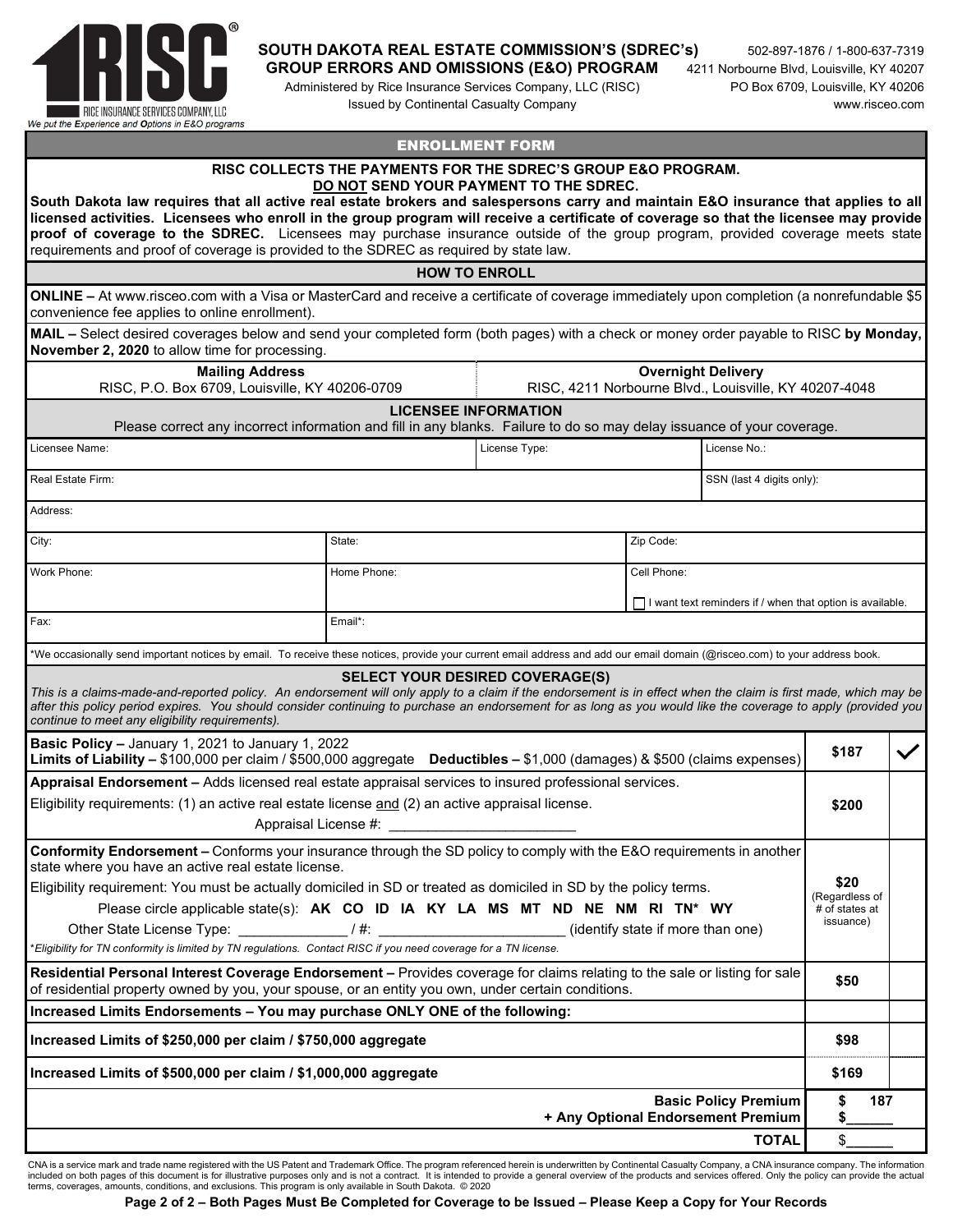**SOUTH DAKOTA REAL ESTATE COMMISSION'S (SDREC's) GROUP ERRORS AND OMISSIONS (E&O) PROGRAM**

Administered by Rice Insurance Services Company, LLC (RISC)
Issued by Continental Casualty Company

502-897-1876 / 1-800-637-7319
4211 Norbourne Blvd, Louisville, KY 40207
PO Box 6709, Louisville, KY 40206
www.risceo.com

RICE INSURANCE SERVICES COMPANY, LLC
*We put the Experience and Options in E&O programs*

## ENROLLMENT FORM

**RISC COLLECTS THE PAYMENTS FOR THE SDREC'S GROUP E&O PROGRAM.**
**DO NOT SEND YOUR PAYMENT TO THE SDREC.**

**South Dakota law requires that all active real estate brokers and salespersons carry and maintain E&O insurance that applies to all licensed activities. Licensees who enroll in the group program will receive a certificate of coverage so that the licensee may provide proof of coverage to the SDREC.** Licensees may purchase insurance outside of the group program, provided coverage meets state requirements and proof of coverage is provided to the SDREC as required by state law.

### HOW TO ENROLL

**ONLINE –** At www.risceo.com with a Visa or MasterCard and receive a certificate of coverage immediately upon completion (a nonrefundable $5 convenience fee applies to online enrollment).

**MAIL –** Select desired coverages below and send your completed form (both pages) with a check or money order payable to RISC **by Monday, November 2, 2020** to allow time for processing.

| **Mailing Address** | **Overnight Delivery** |
|---|---|
| RISC, P.O. Box 6709, Louisville, KY 40206-0709 | RISC, 4211 Norbourne Blvd., Louisville, KY 40207-4048 |

### LICENSEE INFORMATION

Please correct any incorrect information and fill in any blanks. Failure to do so may delay issuance of your coverage.

| | | |
|---|---|---|
| Licensee Name: | License Type: | License No.: |
| Real Estate Firm: | | SSN (last 4 digits only): |
| Address: | | |
| City: | State: | Zip Code: |
| Work Phone: | Home Phone: | Cell Phone: ☐ I want text reminders if / when that option is available. |
| Fax: | Email*: | |

*We occasionally send important notices by email. To receive these notices, provide your current email address and add our email domain (@risceo.com) to your address book.

### SELECT YOUR DESIRED COVERAGE(S)

*This is a claims-made-and-reported policy. An endorsement will only apply to a claim if the endorsement is in effect when the claim is first made, which may be after this policy period expires. You should consider continuing to purchase an endorsement for as long as you would like the coverage to apply (provided you continue to meet any eligibility requirements).*

| Coverage | Premium | Select |
|---|---|---|
| **Basic Policy –** January 1, 2021 to January 1, 2022<br>**Limits of Liability –** $100,000 per claim / $500,000 aggregate **Deductibles –** $1,000 (damages) & $500 (claims expenses) | **$187** | ✓ |
| **Appraisal Endorsement –** Adds licensed real estate appraisal services to insured professional services.<br>Eligibility requirements: (1) an active real estate license and (2) an active appraisal license.<br>Appraisal License #: ________________________ | **$200** | |
| **Conformity Endorsement –** Conforms your insurance through the SD policy to comply with the E&O requirements in another state where you have an active real estate license.<br>Eligibility requirement: You must be actually domiciled in SD or treated as domiciled in SD by the policy terms.<br>Please circle applicable state(s): **AK CO ID IA KY LA MS MT ND NE NM RI TN* WY**<br>Other State License Type: _____________ / #: _______________________ (identify state if more than one)<br>*Eligibility for TN conformity is limited by TN regulations. Contact RISC if you need coverage for a TN license. | **$20** (Regardless of # of states at issuance) | |
| **Residential Personal Interest Coverage Endorsement –** Provides coverage for claims relating to the sale or listing for sale of residential property owned by you, your spouse, or an entity you own, under certain conditions. | **$50** | |
| **Increased Limits Endorsements – You may purchase ONLY ONE of the following:** | | |
| **Increased Limits of $250,000 per claim / $750,000 aggregate** | **$98** | |
| **Increased Limits of $500,000 per claim / $1,000,000 aggregate** | **$169** | |
| **Basic Policy Premium** | **$ 187** | |
| **+ Any Optional Endorsement Premium** | **$______** | |
| **TOTAL** | $______ | |

CNA is a service mark and trade name registered with the US Patent and Trademark Office. The program referenced herein is underwritten by Continental Casualty Company, a CNA insurance company. The information included on both pages of this document is for illustrative purposes only and is not a contract. It is intended to provide a general overview of the products and services offered. Only the policy can provide the actual terms, coverages, amounts, conditions, and exclusions. This program is only available in South Dakota. © 2020

**Both Pages Must Be Completed for Coverage to be Issued – Please Keep a Copy for Your Records**